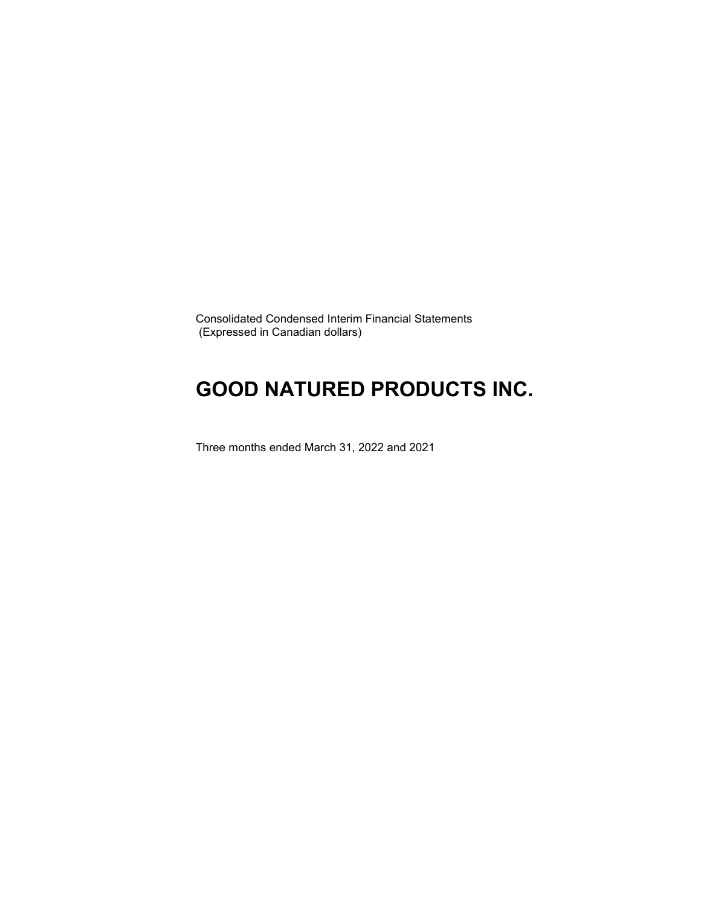Consolidated Condensed Interim Financial Statements
(Expressed in Canadian dollars)

# GOOD NATURED PRODUCTS INC.

Three months ended March 31, 2022 and 2021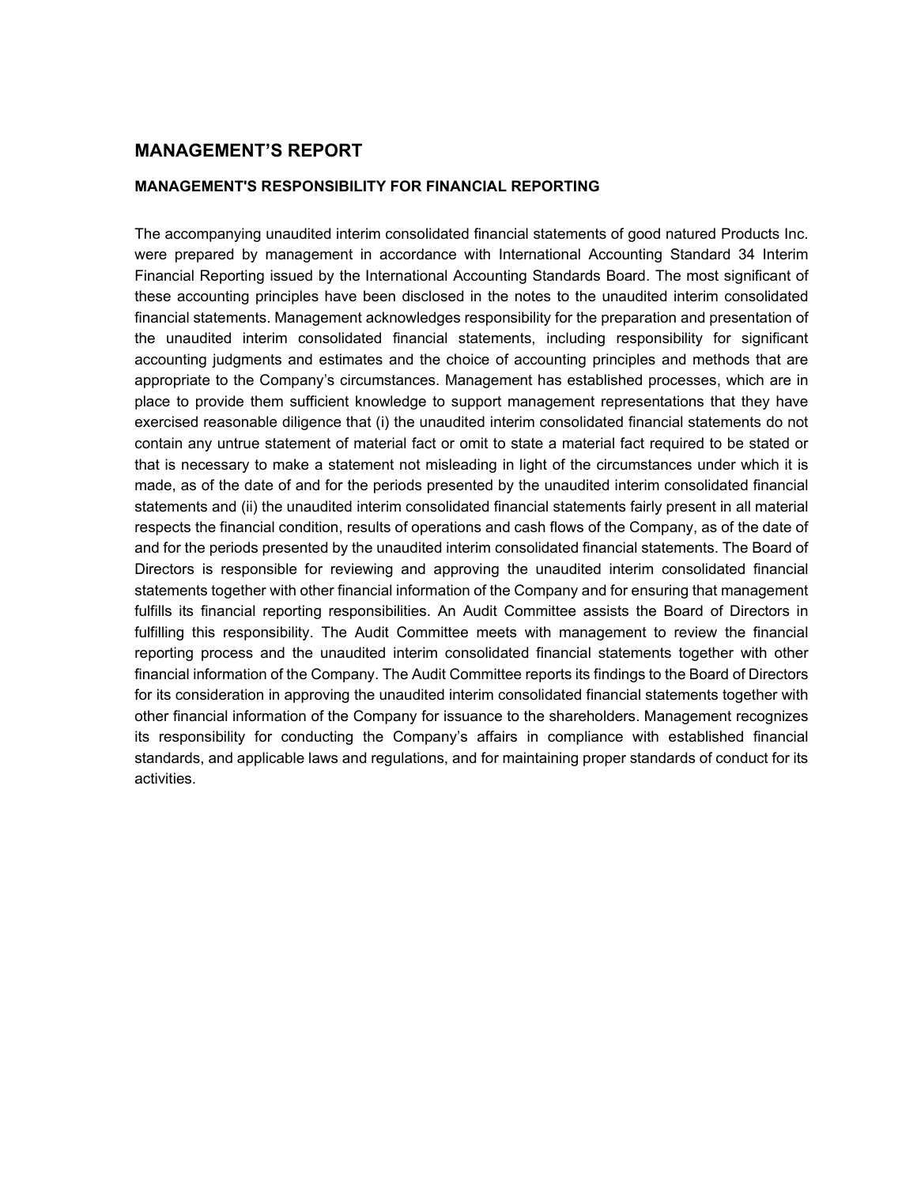## MANAGEMENT'S REPORT

### MANAGEMENT'S RESPONSIBILITY FOR FINANCIAL REPORTING

The accompanying unaudited interim consolidated financial statements of good natured Products Inc. were prepared by management in accordance with International Accounting Standard 34 Interim Financial Reporting issued by the International Accounting Standards Board. The most significant of these accounting principles have been disclosed in the notes to the unaudited interim consolidated financial statements. Management acknowledges responsibility for the preparation and presentation of the unaudited interim consolidated financial statements, including responsibility for significant accounting judgments and estimates and the choice of accounting principles and methods that are appropriate to the Company's circumstances. Management has established processes, which are in place to provide them sufficient knowledge to support management representations that they have exercised reasonable diligence that (i) the unaudited interim consolidated financial statements do not contain any untrue statement of material fact or omit to state a material fact required to be stated or that is necessary to make a statement not misleading in light of the circumstances under which it is made, as of the date of and for the periods presented by the unaudited interim consolidated financial statements and (ii) the unaudited interim consolidated financial statements fairly present in all material respects the financial condition, results of operations and cash flows of the Company, as of the date of and for the periods presented by the unaudited interim consolidated financial statements. The Board of Directors is responsible for reviewing and approving the unaudited interim consolidated financial statements together with other financial information of the Company and for ensuring that management fulfills its financial reporting responsibilities. An Audit Committee assists the Board of Directors in fulfilling this responsibility. The Audit Committee meets with management to review the financial reporting process and the unaudited interim consolidated financial statements together with other financial information of the Company. The Audit Committee reports its findings to the Board of Directors for its consideration in approving the unaudited interim consolidated financial statements together with other financial information of the Company for issuance to the shareholders. Management recognizes its responsibility for conducting the Company's affairs in compliance with established financial standards, and applicable laws and regulations, and for maintaining proper standards of conduct for its activities.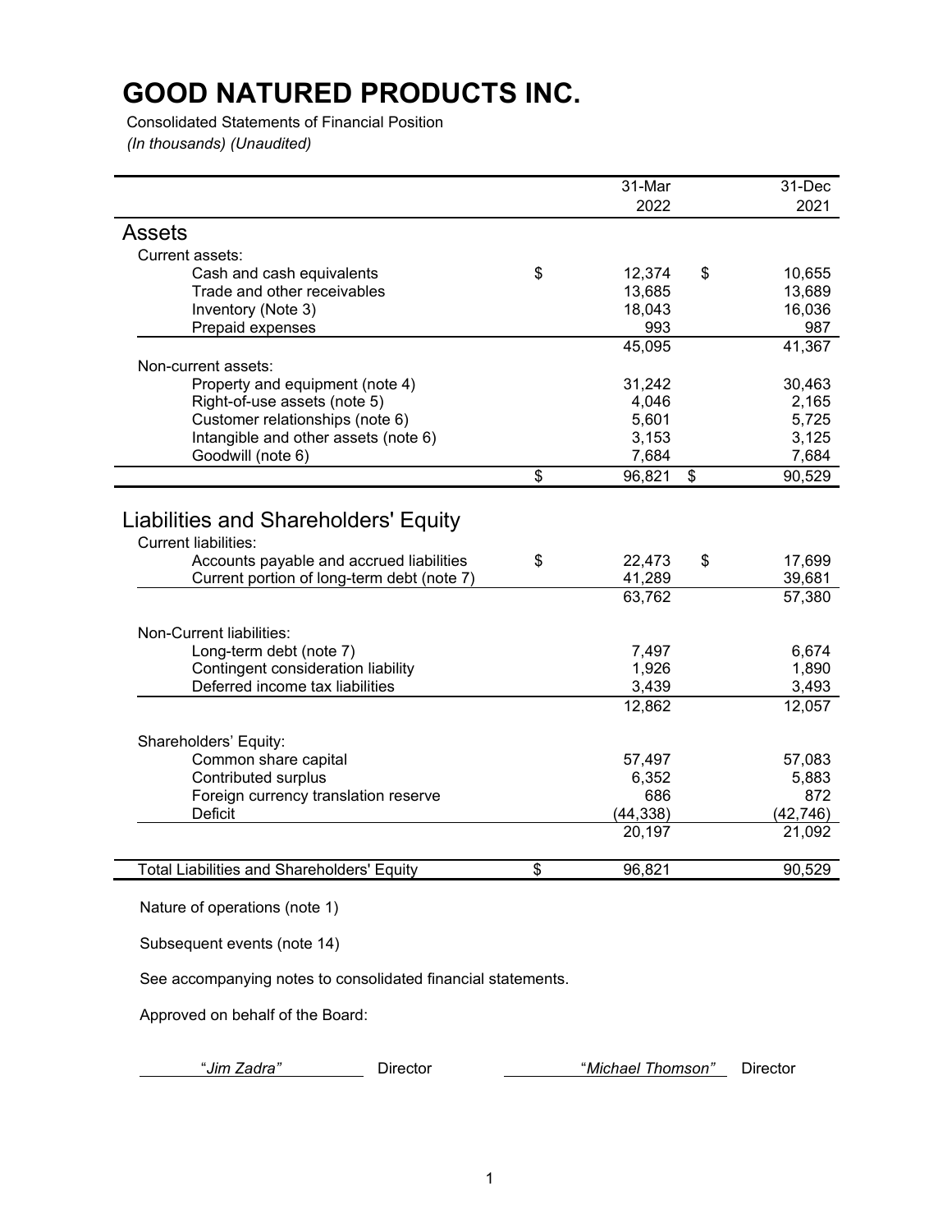# GOOD NATURED PRODUCTS INC.

Consolidated Statements of Financial Position

*(In thousands) (Unaudited)*

| | 31-Mar 2022 | 31-Dec 2021 |
|---|---|---|
| **Assets** | | |
| Current assets: | | |
| Cash and cash equivalents | $ 12,374 | $ 10,655 |
| Trade and other receivables | 13,685 | 13,689 |
| Inventory (Note 3) | 18,043 | 16,036 |
| Prepaid expenses | 993 | 987 |
| | 45,095 | 41,367 |
| Non-current assets: | | |
| Property and equipment (note 4) | 31,242 | 30,463 |
| Right-of-use assets (note 5) | 4,046 | 2,165 |
| Customer relationships (note 6) | 5,601 | 5,725 |
| Intangible and other assets (note 6) | 3,153 | 3,125 |
| Goodwill (note 6) | 7,684 | 7,684 |
| | $ 96,821 | $ 90,529 |
| **Liabilities and Shareholders' Equity** | | |
| Current liabilities: | | |
| Accounts payable and accrued liabilities | $ 22,473 | $ 17,699 |
| Current portion of long-term debt (note 7) | 41,289 | 39,681 |
| | 63,762 | 57,380 |
| Non-Current liabilities: | | |
| Long-term debt (note 7) | 7,497 | 6,674 |
| Contingent consideration liability | 1,926 | 1,890 |
| Deferred income tax liabilities | 3,439 | 3,493 |
| | 12,862 | 12,057 |
| Shareholders' Equity: | | |
| Common share capital | 57,497 | 57,083 |
| Contributed surplus | 6,352 | 5,883 |
| Foreign currency translation reserve | 686 | 872 |
| Deficit | (44,338) | (42,746) |
| | 20,197 | 21,092 |
| Total Liabilities and Shareholders' Equity | $ 96,821 | 90,529 |

Nature of operations (note 1)

Subsequent events (note 14)

See accompanying notes to consolidated financial statements.

Approved on behalf of the Board:

*"Jim Zadra"* Director    *"Michael Thomson"* Director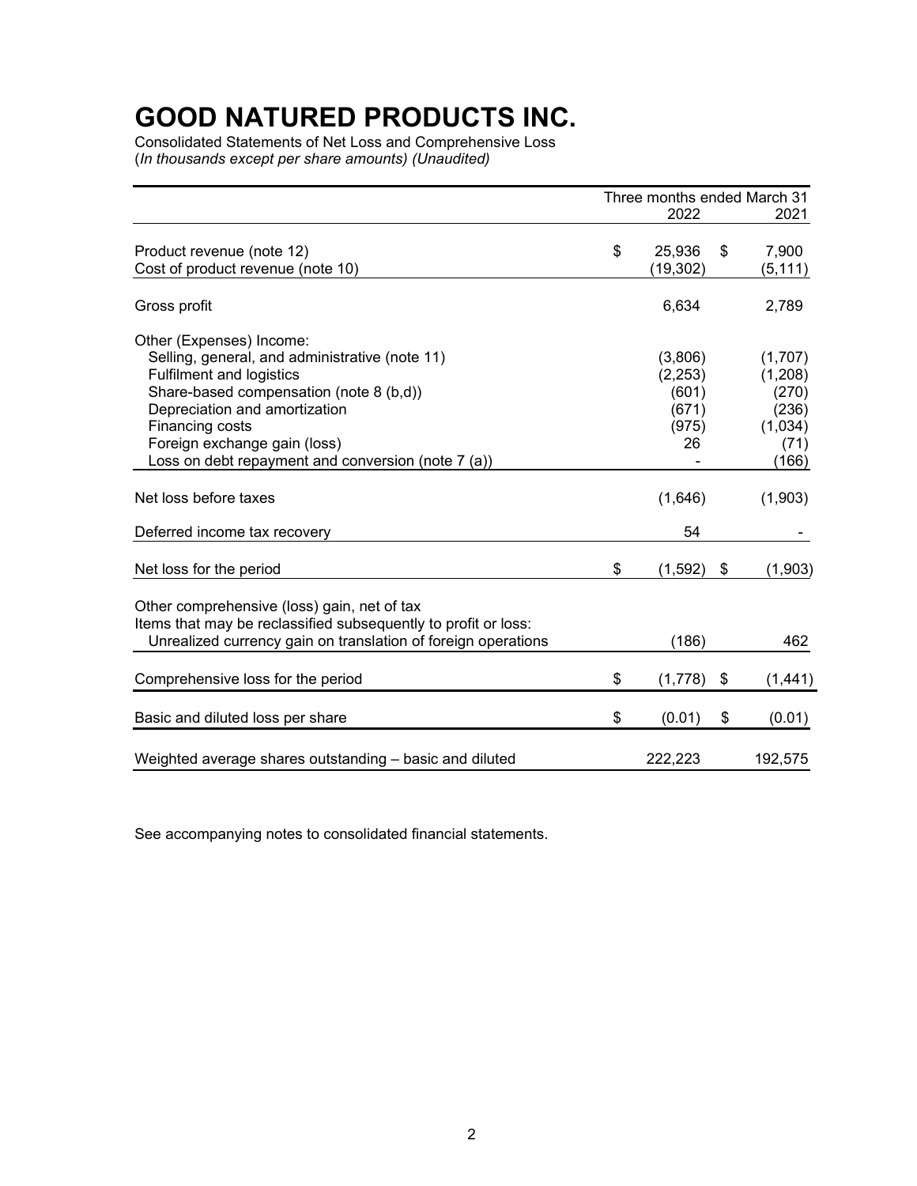# GOOD NATURED PRODUCTS INC.

Consolidated Statements of Net Loss and Comprehensive Loss
(*In thousands except per share amounts) (Unaudited)*

| | Three months ended March 31 | |
|---|---|---|
| | 2022 | 2021 |
| Product revenue (note 12) | $ 25,936 | $ 7,900 |
| Cost of product revenue (note 10) | (19,302) | (5,111) |
| Gross profit | 6,634 | 2,789 |
| Other (Expenses) Income: | | |
| Selling, general, and administrative (note 11) | (3,806) | (1,707) |
| Fulfilment and logistics | (2,253) | (1,208) |
| Share-based compensation (note 8 (b,d)) | (601) | (270) |
| Depreciation and amortization | (671) | (236) |
| Financing costs | (975) | (1,034) |
| Foreign exchange gain (loss) | 26 | (71) |
| Loss on debt repayment and conversion (note 7 (a)) | - | (166) |
| Net loss before taxes | (1,646) | (1,903) |
| Deferred income tax recovery | 54 | - |
| Net loss for the period | $ (1,592) | $ (1,903) |
| Other comprehensive (loss) gain, net of tax | | |
| Items that may be reclassified subsequently to profit or loss: | | |
| Unrealized currency gain on translation of foreign operations | (186) | 462 |
| Comprehensive loss for the period | $ (1,778) | $ (1,441) |
| Basic and diluted loss per share | $ (0.01) | $ (0.01) |
| Weighted average shares outstanding – basic and diluted | 222,223 | 192,575 |

See accompanying notes to consolidated financial statements.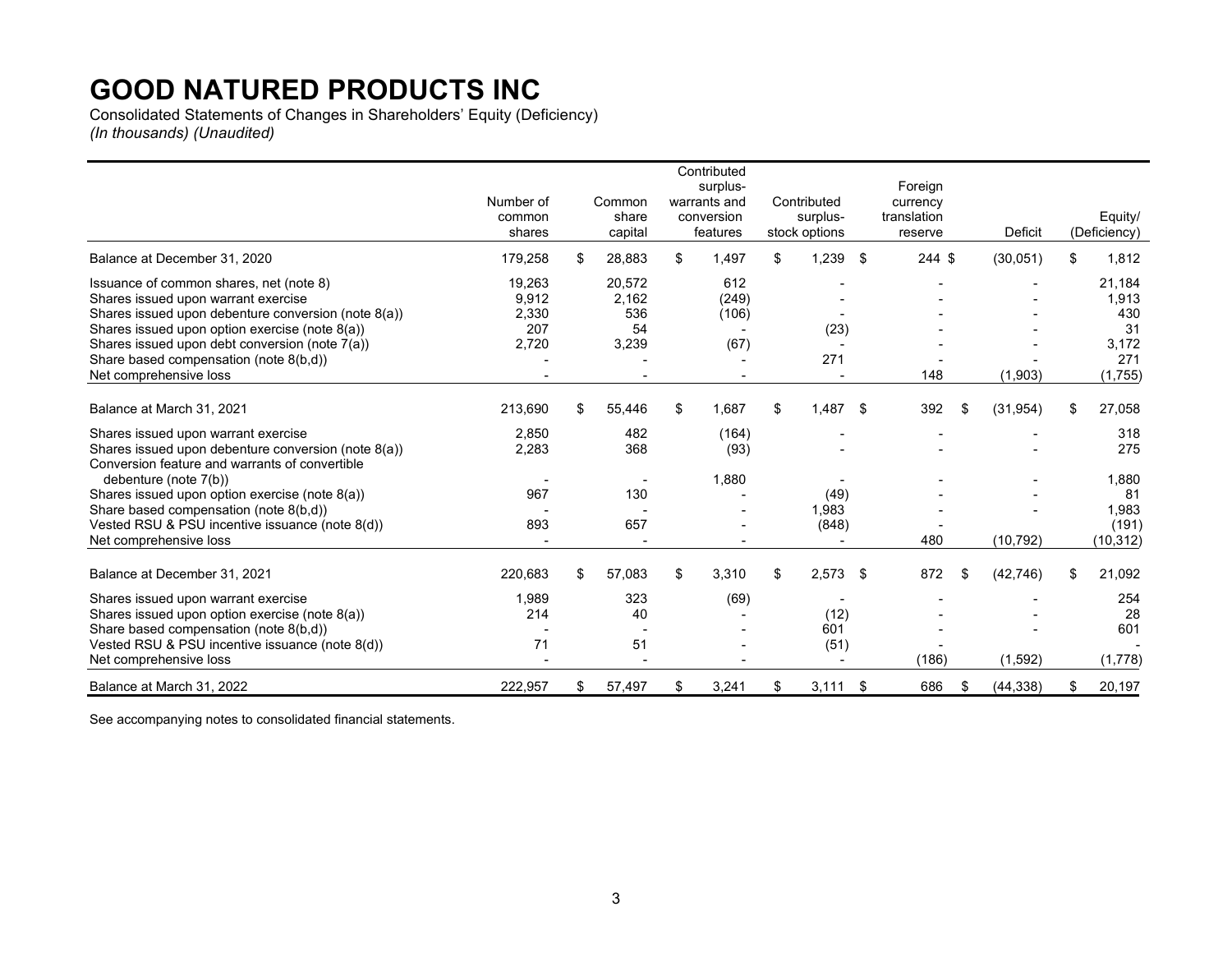# GOOD NATURED PRODUCTS INC

Consolidated Statements of Changes in Shareholders' Equity (Deficiency)
*(In thousands) (Unaudited)*

| | Number of common shares | Common share capital | Contributed surplus- warrants and conversion features | Contributed surplus- stock options | Foreign currency translation reserve | Deficit | Equity/ (Deficiency) |
|---|---|---|---|---|---|---|---|
| Balance at December 31, 2020 | 179,258 | $ 28,883 | $ 1,497 | $ 1,239 | $ 244 | $ (30,051) | $ 1,812 |
| Issuance of common shares, net (note 8) | 19,263 | 20,572 | 612 | - | - | - | 21,184 |
| Shares issued upon warrant exercise | 9,912 | 2,162 | (249) | - | - | - | 1,913 |
| Shares issued upon debenture conversion (note 8(a)) | 2,330 | 536 | (106) | - | - | - | 430 |
| Shares issued upon option exercise (note 8(a)) | 207 | 54 | - | (23) | - | - | 31 |
| Shares issued upon debt conversion (note 7(a)) | 2,720 | 3,239 | (67) | - | - | - | 3,172 |
| Share based compensation (note 8(b,d)) | - | - | - | 271 | - | - | 271 |
| Net comprehensive loss | - | - | - | - | 148 | (1,903) | (1,755) |
| Balance at March 31, 2021 | 213,690 | $ 55,446 | $ 1,687 | $ 1,487 | $ 392 | $ (31,954) | $ 27,058 |
| Shares issued upon warrant exercise | 2,850 | 482 | (164) | - | - | - | 318 |
| Shares issued upon debenture conversion (note 8(a)) | 2,283 | 368 | (93) | - | - | - | 275 |
| Conversion feature and warrants of convertible debenture (note 7(b)) | - | - | 1,880 | - | - | - | 1,880 |
| Shares issued upon option exercise (note 8(a)) | 967 | 130 | - | (49) | - | - | 81 |
| Share based compensation (note 8(b,d)) | - | - | - | 1,983 | - | - | 1,983 |
| Vested RSU & PSU incentive issuance (note 8(d)) | 893 | 657 | - | (848) | - | | (191) |
| Net comprehensive loss | - | - | - | - | 480 | (10,792) | (10,312) |
| Balance at December 31, 2021 | 220,683 | $ 57,083 | $ 3,310 | $ 2,573 | $ 872 | $ (42,746) | $ 21,092 |
| Shares issued upon warrant exercise | 1,989 | 323 | (69) | - | - | - | 254 |
| Shares issued upon option exercise (note 8(a)) | 214 | 40 | - | (12) | - | - | 28 |
| Share based compensation (note 8(b,d)) | - | - | - | 601 | - | - | 601 |
| Vested RSU & PSU incentive issuance (note 8(d)) | 71 | 51 | - | (51) | - | | - |
| Net comprehensive loss | - | - | - | - | (186) | (1,592) | (1,778) |
| Balance at March 31, 2022 | 222,957 | $ 57,497 | $ 3,241 | $ 3,111 | $ 686 | $ (44,338) | $ 20,197 |

See accompanying notes to consolidated financial statements.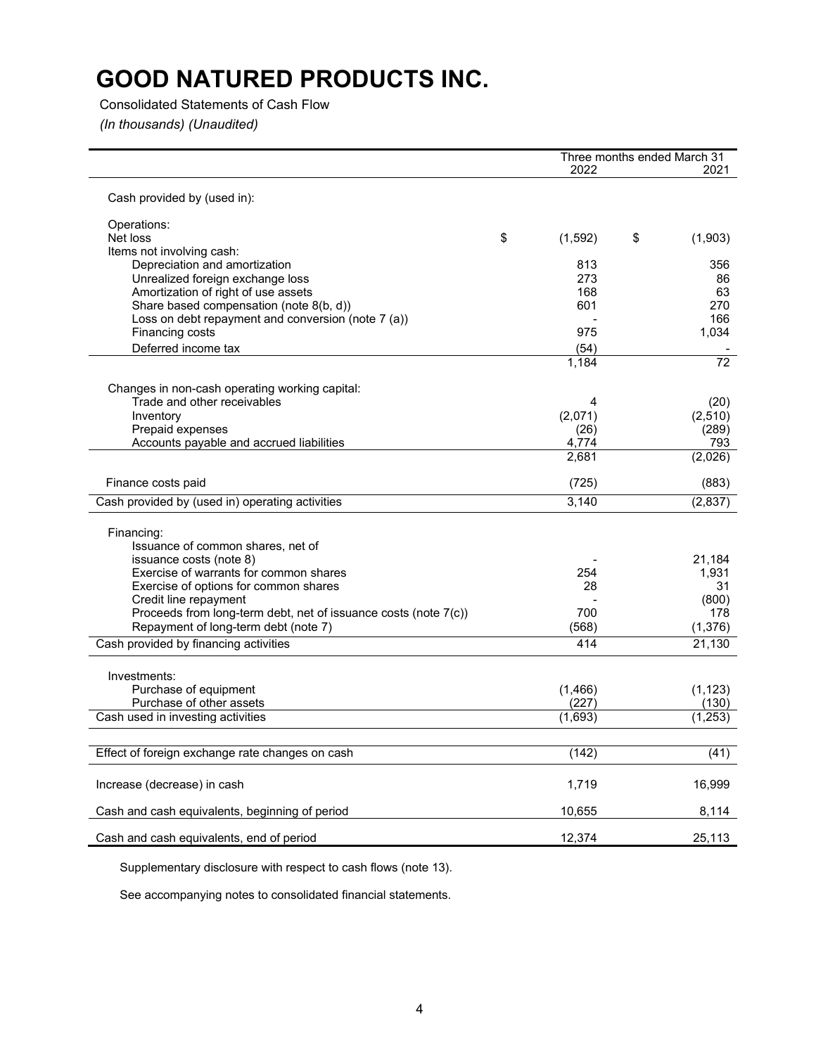# GOOD NATURED PRODUCTS INC.

Consolidated Statements of Cash Flow

*(In thousands) (Unaudited)*

| | Three months ended March 31 | |
|---|---|---|
| | 2022 | 2021 |
| Cash provided by (used in): | | |
| Operations: | | |
| Net loss | $ (1,592) | $ (1,903) |
| Items not involving cash: | | |
| Depreciation and amortization | 813 | 356 |
| Unrealized foreign exchange loss | 273 | 86 |
| Amortization of right of use assets | 168 | 63 |
| Share based compensation (note 8(b, d)) | 601 | 270 |
| Loss on debt repayment and conversion (note 7 (a)) | - | 166 |
| Financing costs | 975 | 1,034 |
| Deferred income tax | (54) | - |
| | 1,184 | 72 |
| Changes in non-cash operating working capital: | | |
| Trade and other receivables | 4 | (20) |
| Inventory | (2,071) | (2,510) |
| Prepaid expenses | (26) | (289) |
| Accounts payable and accrued liabilities | 4,774 | 793 |
| | 2,681 | (2,026) |
| Finance costs paid | (725) | (883) |
| Cash provided by (used in) operating activities | 3,140 | (2,837) |
| Financing: | | |
| Issuance of common shares, net of issuance costs (note 8) | - | 21,184 |
| Exercise of warrants for common shares | 254 | 1,931 |
| Exercise of options for common shares | 28 | 31 |
| Credit line repayment | - | (800) |
| Proceeds from long-term debt, net of issuance costs (note 7(c)) | 700 | 178 |
| Repayment of long-term debt (note 7) | (568) | (1,376) |
| Cash provided by financing activities | 414 | 21,130 |
| Investments: | | |
| Purchase of equipment | (1,466) | (1,123) |
| Purchase of other assets | (227) | (130) |
| Cash used in investing activities | (1,693) | (1,253) |
| Effect of foreign exchange rate changes on cash | (142) | (41) |
| Increase (decrease) in cash | 1,719 | 16,999 |
| Cash and cash equivalents, beginning of period | 10,655 | 8,114 |
| Cash and cash equivalents, end of period | 12,374 | 25,113 |

Supplementary disclosure with respect to cash flows (note 13).

See accompanying notes to consolidated financial statements.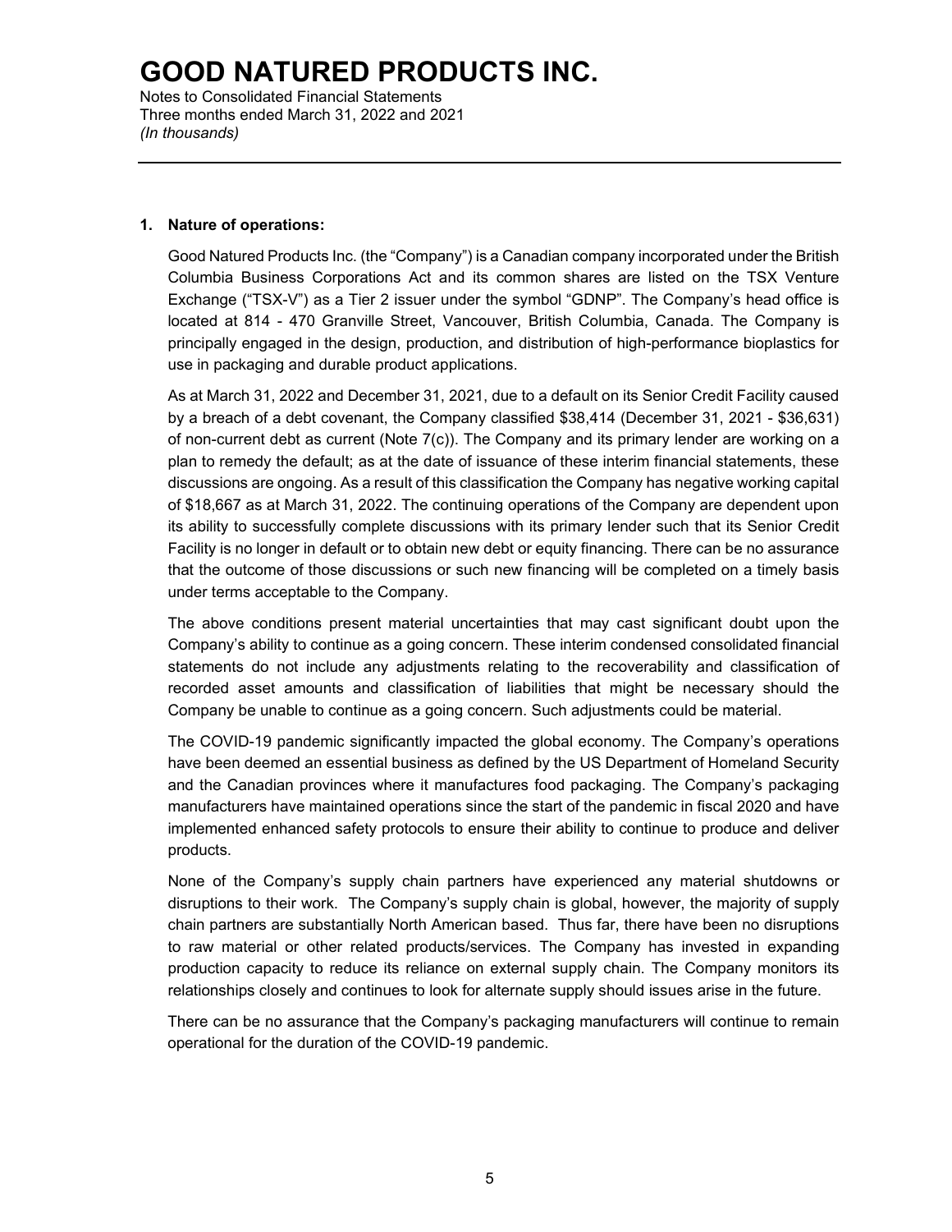## 1. Nature of operations:

Good Natured Products Inc. (the "Company") is a Canadian company incorporated under the British Columbia Business Corporations Act and its common shares are listed on the TSX Venture Exchange ("TSX-V") as a Tier 2 issuer under the symbol "GDNP". The Company's head office is located at 814 - 470 Granville Street, Vancouver, British Columbia, Canada. The Company is principally engaged in the design, production, and distribution of high-performance bioplastics for use in packaging and durable product applications.

As at March 31, 2022 and December 31, 2021, due to a default on its Senior Credit Facility caused by a breach of a debt covenant, the Company classified $38,414 (December 31, 2021 - $36,631) of non-current debt as current (Note 7(c)). The Company and its primary lender are working on a plan to remedy the default; as at the date of issuance of these interim financial statements, these discussions are ongoing. As a result of this classification the Company has negative working capital of $18,667 as at March 31, 2022. The continuing operations of the Company are dependent upon its ability to successfully complete discussions with its primary lender such that its Senior Credit Facility is no longer in default or to obtain new debt or equity financing. There can be no assurance that the outcome of those discussions or such new financing will be completed on a timely basis under terms acceptable to the Company.

The above conditions present material uncertainties that may cast significant doubt upon the Company's ability to continue as a going concern. These interim condensed consolidated financial statements do not include any adjustments relating to the recoverability and classification of recorded asset amounts and classification of liabilities that might be necessary should the Company be unable to continue as a going concern. Such adjustments could be material.

The COVID-19 pandemic significantly impacted the global economy. The Company's operations have been deemed an essential business as defined by the US Department of Homeland Security and the Canadian provinces where it manufactures food packaging. The Company's packaging manufacturers have maintained operations since the start of the pandemic in fiscal 2020 and have implemented enhanced safety protocols to ensure their ability to continue to produce and deliver products.

None of the Company's supply chain partners have experienced any material shutdowns or disruptions to their work. The Company's supply chain is global, however, the majority of supply chain partners are substantially North American based. Thus far, there have been no disruptions to raw material or other related products/services. The Company has invested in expanding production capacity to reduce its reliance on external supply chain. The Company monitors its relationships closely and continues to look for alternate supply should issues arise in the future.

There can be no assurance that the Company's packaging manufacturers will continue to remain operational for the duration of the COVID-19 pandemic.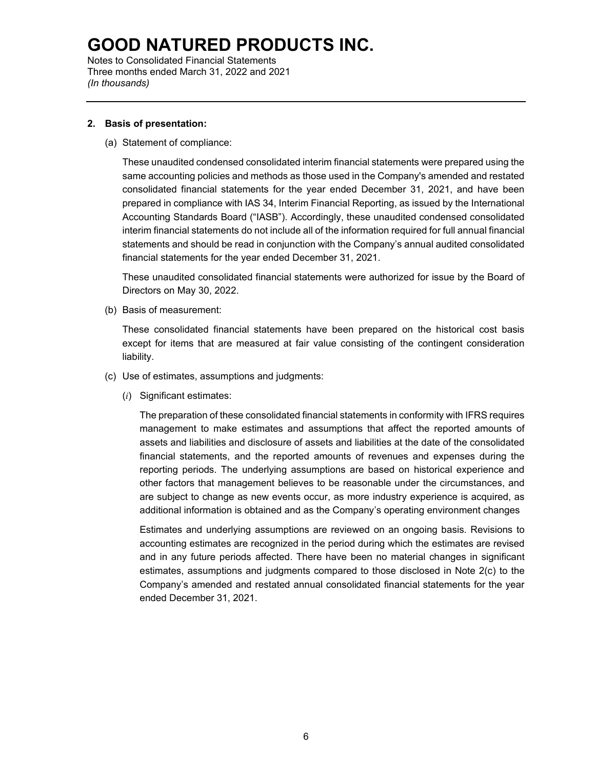# GOOD NATURED PRODUCTS INC.

Notes to Consolidated Financial Statements
Three months ended March 31, 2022 and 2021
*(In thousands)*

**2. Basis of presentation:**

(a) Statement of compliance:

These unaudited condensed consolidated interim financial statements were prepared using the same accounting policies and methods as those used in the Company's amended and restated consolidated financial statements for the year ended December 31, 2021, and have been prepared in compliance with IAS 34, Interim Financial Reporting, as issued by the International Accounting Standards Board ("IASB"). Accordingly, these unaudited condensed consolidated interim financial statements do not include all of the information required for full annual financial statements and should be read in conjunction with the Company's annual audited consolidated financial statements for the year ended December 31, 2021.

These unaudited consolidated financial statements were authorized for issue by the Board of Directors on May 30, 2022.

(b) Basis of measurement:

These consolidated financial statements have been prepared on the historical cost basis except for items that are measured at fair value consisting of the contingent consideration liability.

(c) Use of estimates, assumptions and judgments:

(*i*) Significant estimates:

The preparation of these consolidated financial statements in conformity with IFRS requires management to make estimates and assumptions that affect the reported amounts of assets and liabilities and disclosure of assets and liabilities at the date of the consolidated financial statements, and the reported amounts of revenues and expenses during the reporting periods. The underlying assumptions are based on historical experience and other factors that management believes to be reasonable under the circumstances, and are subject to change as new events occur, as more industry experience is acquired, as additional information is obtained and as the Company's operating environment changes

Estimates and underlying assumptions are reviewed on an ongoing basis. Revisions to accounting estimates are recognized in the period during which the estimates are revised and in any future periods affected. There have been no material changes in significant estimates, assumptions and judgments compared to those disclosed in Note 2(c) to the Company's amended and restated annual consolidated financial statements for the year ended December 31, 2021.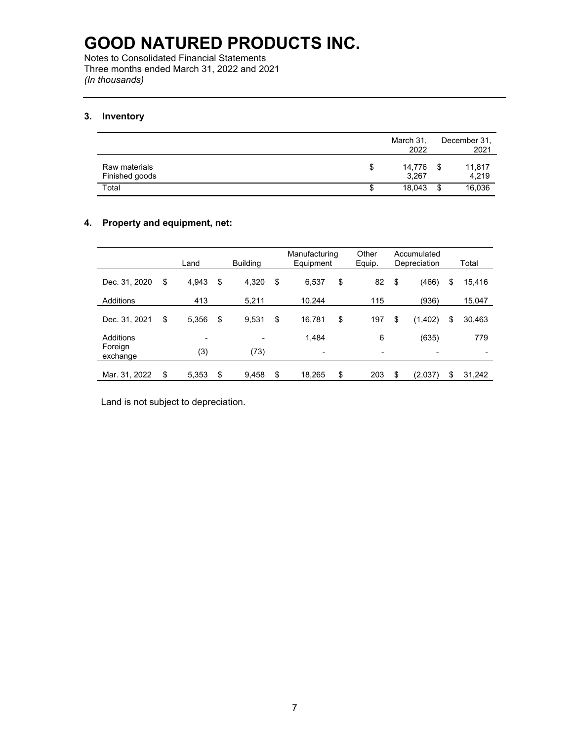# GOOD NATURED PRODUCTS INC.

Notes to Consolidated Financial Statements
Three months ended March 31, 2022 and 2021
*(In thousands)*

## 3. Inventory

| | March 31, 2022 | December 31, 2021 |
|---|---|---|
| Raw materials | $ 14,776 | $ 11,817 |
| Finished goods | 3,267 | 4,219 |
| Total | $ 18,043 | $ 16,036 |

## 4. Property and equipment, net:

| | Land | Building | Manufacturing Equipment | Other Equip. | Accumulated Depreciation | Total |
|---|---|---|---|---|---|---|
| Dec. 31, 2020 | $ 4,943 | $ 4,320 | $ 6,537 | $ 82 | $ (466) | $ 15,416 |
| Additions | 413 | 5,211 | 10,244 | 115 | (936) | 15,047 |
| Dec. 31, 2021 | $ 5,356 | $ 9,531 | $ 16,781 | $ 197 | $ (1,402) | $ 30,463 |
| Additions | - | - | 1,484 | 6 | (635) | 779 |
| Foreign exchange | (3) | (73) | - | - | - | - |
| Mar. 31, 2022 | $ 5,353 | $ 9,458 | $ 18,265 | $ 203 | $ (2,037) | $ 31,242 |

Land is not subject to depreciation.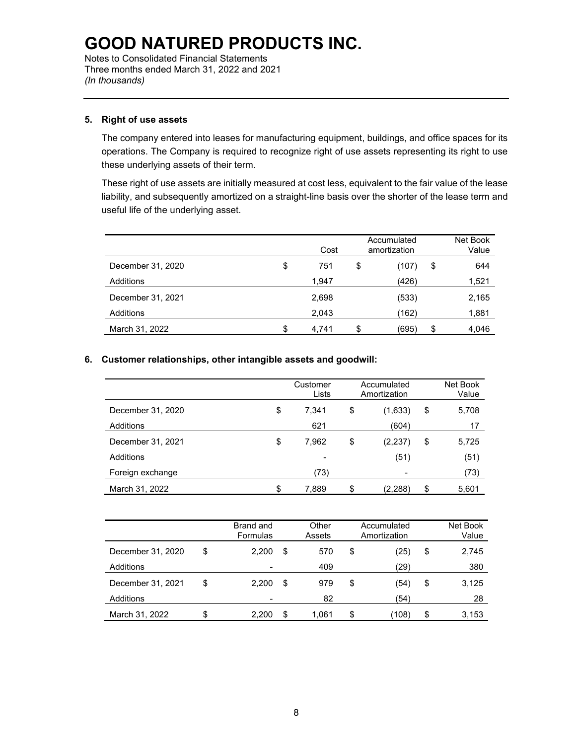# GOOD NATURED PRODUCTS INC.

Notes to Consolidated Financial Statements
Three months ended March 31, 2022 and 2021
*(In thousands)*

**5. Right of use assets**

The company entered into leases for manufacturing equipment, buildings, and office spaces for its operations. The Company is required to recognize right of use assets representing its right to use these underlying assets of their term.

These right of use assets are initially measured at cost less, equivalent to the fair value of the lease liability, and subsequently amortized on a straight-line basis over the shorter of the lease term and useful life of the underlying asset.

| | Cost | Accumulated amortization | Net Book Value |
|---|---|---|---|
| December 31, 2020 | $ 751 | $ (107) | $ 644 |
| Additions | 1,947 | (426) | 1,521 |
| December 31, 2021 | 2,698 | (533) | 2,165 |
| Additions | 2,043 | (162) | 1,881 |
| March 31, 2022 | $ 4,741 | $ (695) | $ 4,046 |

**6. Customer relationships, other intangible assets and goodwill:**

| | Customer Lists | Accumulated Amortization | Net Book Value |
|---|---|---|---|
| December 31, 2020 | $ 7,341 | $ (1,633) | $ 5,708 |
| Additions | 621 | (604) | 17 |
| December 31, 2021 | $ 7,962 | $ (2,237) | $ 5,725 |
| Additions | - | (51) | (51) |
| Foreign exchange | (73) | - | (73) |
| March 31, 2022 | $ 7,889 | $ (2,288) | $ 5,601 |

| | Brand and Formulas | Other Assets | Accumulated Amortization | Net Book Value |
|---|---|---|---|---|
| December 31, 2020 | $ 2,200 | $ 570 | $ (25) | $ 2,745 |
| Additions | - | 409 | (29) | 380 |
| December 31, 2021 | $ 2,200 | $ 979 | $ (54) | $ 3,125 |
| Additions | - | 82 | (54) | 28 |
| March 31, 2022 | $ 2,200 | $ 1,061 | $ (108) | $ 3,153 |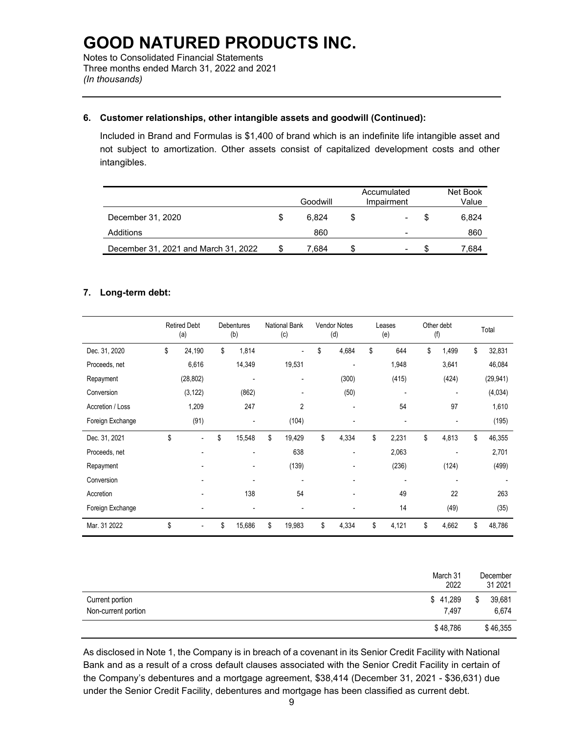# GOOD NATURED PRODUCTS INC.

Notes to Consolidated Financial Statements
Three months ended March 31, 2022 and 2021
*(In thousands)*

---

**6. Customer relationships, other intangible assets and goodwill (Continued):**

Included in Brand and Formulas is $1,400 of brand which is an indefinite life intangible asset and not subject to amortization. Other assets consist of capitalized development costs and other intangibles.

| | Goodwill | Accumulated Impairment | Net Book Value |
|---|---|---|---|
| December 31, 2020 | $ 6,824 | $ - | $ 6,824 |
| Additions | 860 | - | 860 |
| December 31, 2021 and March 31, 2022 | $ 7,684 | $ - | $ 7,684 |

**7. Long-term debt:**

| | Retired Debt (a) | Debentures (b) | National Bank (c) | Vendor Notes (d) | Leases (e) | Other debt (f) | Total |
|---|---|---|---|---|---|---|---|
| Dec. 31, 2020 | $ 24,190 | $ 1,814 | - | $ 4,684 | $ 644 | $ 1,499 | $ 32,831 |
| Proceeds, net | 6,616 | 14,349 | 19,531 | - | 1,948 | 3,641 | 46,084 |
| Repayment | (28,802) | - | - | (300) | (415) | (424) | (29,941) |
| Conversion | (3,122) | (862) | - | (50) | - | - | (4,034) |
| Accretion / Loss | 1,209 | 247 | 2 | - | 54 | 97 | 1,610 |
| Foreign Exchange | (91) | - | (104) | - | - | - | (195) |
| Dec. 31, 2021 | $ - | $ 15,548 | $ 19,429 | $ 4,334 | $ 2,231 | $ 4,813 | $ 46,355 |
| Proceeds, net | - | - | 638 | - | 2,063 | - | 2,701 |
| Repayment | - | - | (139) | - | (236) | (124) | (499) |
| Conversion | - | - | - | - | - | - | - |
| Accretion | - | 138 | 54 | - | 49 | 22 | 263 |
| Foreign Exchange | - | - | - | - | 14 | (49) | (35) |
| Mar. 31 2022 | $ - | $ 15,686 | $ 19,983 | $ 4,334 | $ 4,121 | $ 4,662 | $ 48,786 |

| | March 31 2022 | December 31 2021 |
|---|---|---|
| Current portion | $ 41,289 | $ 39,681 |
| Non-current portion | 7,497 | 6,674 |
| | $ 48,786 | $ 46,355 |

As disclosed in Note 1, the Company is in breach of a covenant in its Senior Credit Facility with National Bank and as a result of a cross default clauses associated with the Senior Credit Facility in certain of the Company's debentures and a mortgage agreement, $38,414 (December 31, 2021 - $36,631) due under the Senior Credit Facility, debentures and mortgage has been classified as current debt.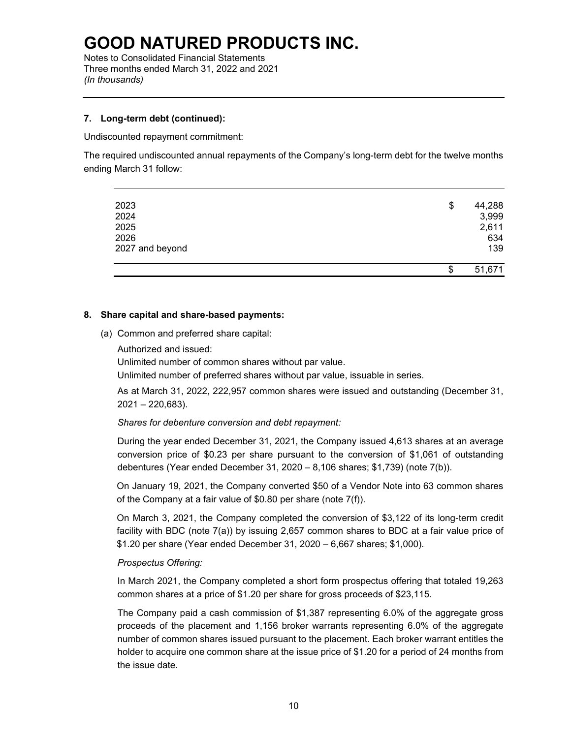# GOOD NATURED PRODUCTS INC.

Notes to Consolidated Financial Statements
Three months ended March 31, 2022 and 2021
*(In thousands)*

---

### 7. Long-term debt (continued):

Undiscounted repayment commitment:

The required undiscounted annual repayments of the Company's long-term debt for the twelve months ending March 31 follow:

| | | |
|---|---|---|
| 2023 | $ | 44,288 |
| 2024 | | 3,999 |
| 2025 | | 2,611 |
| 2026 | | 634 |
| 2027 and beyond | | 139 |
| | $ | 51,671 |

### 8. Share capital and share-based payments:

(a) Common and preferred share capital:

Authorized and issued:

Unlimited number of common shares without par value.

Unlimited number of preferred shares without par value, issuable in series.

As at March 31, 2022, 222,957 common shares were issued and outstanding (December 31, 2021 – 220,683).

*Shares for debenture conversion and debt repayment:*

During the year ended December 31, 2021, the Company issued 4,613 shares at an average conversion price of $0.23 per share pursuant to the conversion of $1,061 of outstanding debentures (Year ended December 31, 2020 – 8,106 shares; $1,739) (note 7(b)).

On January 19, 2021, the Company converted $50 of a Vendor Note into 63 common shares of the Company at a fair value of $0.80 per share (note 7(f)).

On March 3, 2021, the Company completed the conversion of $3,122 of its long-term credit facility with BDC (note 7(a)) by issuing 2,657 common shares to BDC at a fair value price of $1.20 per share (Year ended December 31, 2020 – 6,667 shares; $1,000).

*Prospectus Offering:*

In March 2021, the Company completed a short form prospectus offering that totaled 19,263 common shares at a price of $1.20 per share for gross proceeds of $23,115.

The Company paid a cash commission of $1,387 representing 6.0% of the aggregate gross proceeds of the placement and 1,156 broker warrants representing 6.0% of the aggregate number of common shares issued pursuant to the placement. Each broker warrant entitles the holder to acquire one common share at the issue price of $1.20 for a period of 24 months from the issue date.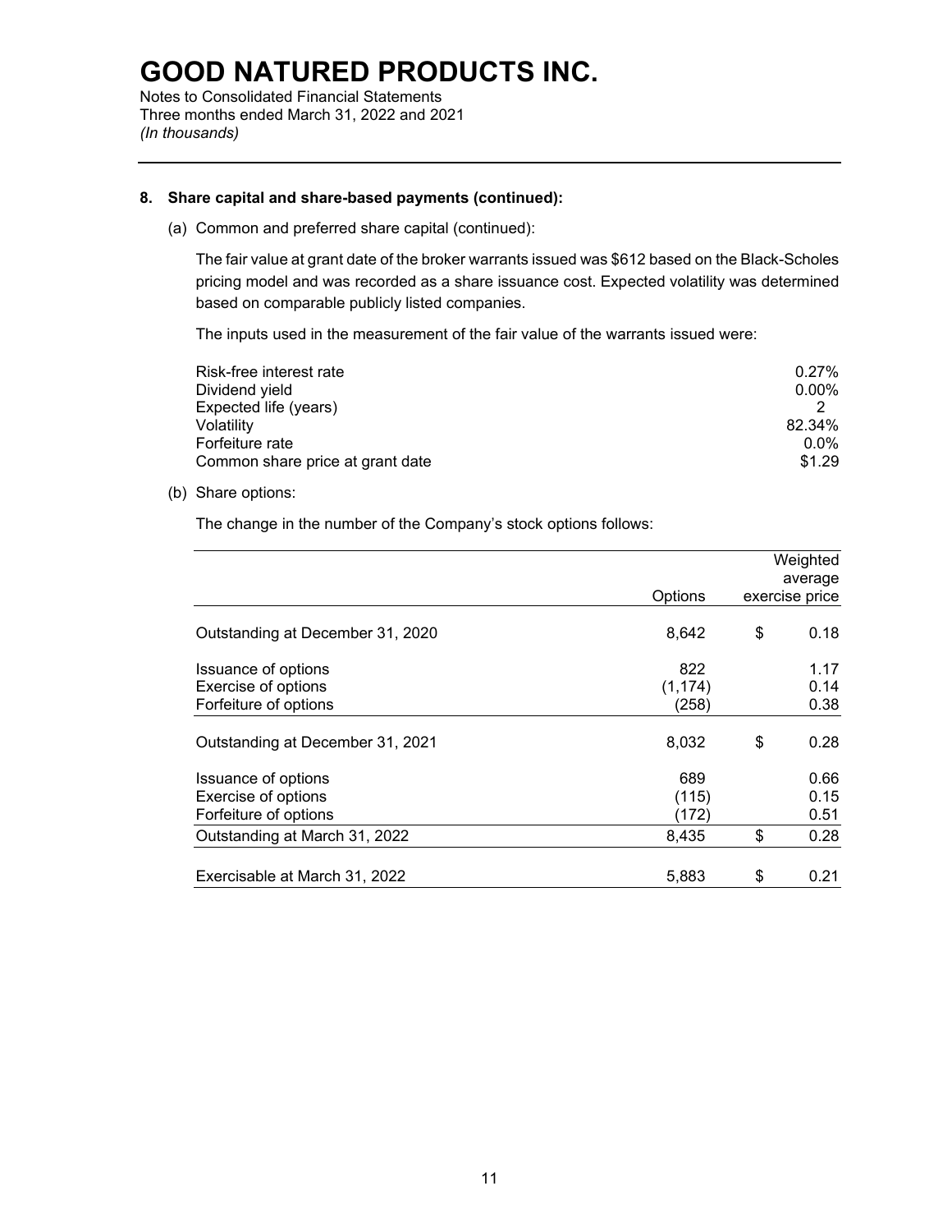# GOOD NATURED PRODUCTS INC.

Notes to Consolidated Financial Statements
Three months ended March 31, 2022 and 2021
*(In thousands)*

**8. Share capital and share-based payments (continued):**

(a) Common and preferred share capital (continued):

The fair value at grant date of the broker warrants issued was $612 based on the Black-Scholes pricing model and was recorded as a share issuance cost. Expected volatility was determined based on comparable publicly listed companies.

The inputs used in the measurement of the fair value of the warrants issued were:

| | |
|---|---|
| Risk-free interest rate | 0.27% |
| Dividend yield | 0.00% |
| Expected life (years) | 2 |
| Volatility | 82.34% |
| Forfeiture rate | 0.0% |
| Common share price at grant date | $1.29 |

(b) Share options:

The change in the number of the Company's stock options follows:

| | Options | Weighted average exercise price |
|---|---|---|
| Outstanding at December 31, 2020 | 8,642 | $ 0.18 |
| Issuance of options | 822 | 1.17 |
| Exercise of options | (1,174) | 0.14 |
| Forfeiture of options | (258) | 0.38 |
| Outstanding at December 31, 2021 | 8,032 | $ 0.28 |
| Issuance of options | 689 | 0.66 |
| Exercise of options | (115) | 0.15 |
| Forfeiture of options | (172) | 0.51 |
| Outstanding at March 31, 2022 | 8,435 | $ 0.28 |
| Exercisable at March 31, 2022 | 5,883 | $ 0.21 |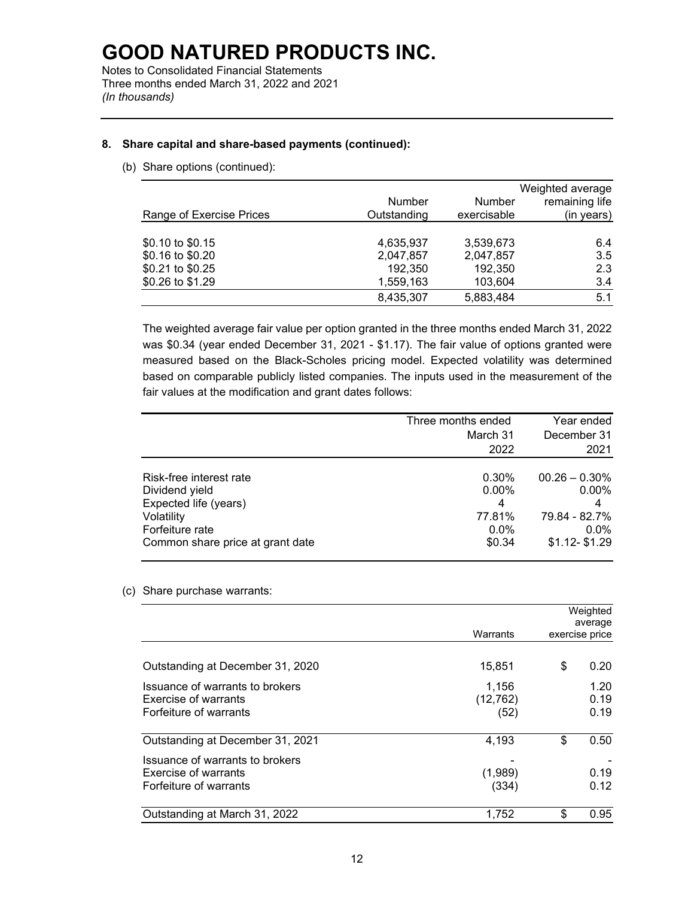# GOOD NATURED PRODUCTS INC.

Notes to Consolidated Financial Statements
Three months ended March 31, 2022 and 2021
*(In thousands)*

**8. Share capital and share-based payments (continued):**

(b) Share options (continued):

| Range of Exercise Prices | Number Outstanding | Number exercisable | Weighted average remaining life (in years) |
|---|---|---|---|
| $0.10 to $0.15 | 4,635,937 | 3,539,673 | 6.4 |
| $0.16 to $0.20 | 2,047,857 | 2,047,857 | 3.5 |
| $0.21 to $0.25 | 192,350 | 192,350 | 2.3 |
| $0.26 to $1.29 | 1,559,163 | 103,604 | 3.4 |
| | 8,435,307 | 5,883,484 | 5.1 |

The weighted average fair value per option granted in the three months ended March 31, 2022 was $0.34 (year ended December 31, 2021 - $1.17). The fair value of options granted were measured based on the Black-Scholes pricing model. Expected volatility was determined based on comparable publicly listed companies. The inputs used in the measurement of the fair values at the modification and grant dates follows:

| | Three months ended March 31 2022 | Year ended December 31 2021 |
|---|---|---|
| Risk-free interest rate | 0.30% | 00.26 – 0.30% |
| Dividend yield | 0.00% | 0.00% |
| Expected life (years) | 4 | 4 |
| Volatility | 77.81% | 79.84 - 82.7% |
| Forfeiture rate | 0.0% | 0.0% |
| Common share price at grant date | $0.34 | $1.12- $1.29 |

(c) Share purchase warrants:

| | Warrants | Weighted average exercise price |
|---|---|---|
| Outstanding at December 31, 2020 | 15,851 | $ 0.20 |
| Issuance of warrants to brokers | 1,156 | 1.20 |
| Exercise of warrants | (12,762) | 0.19 |
| Forfeiture of warrants | (52) | 0.19 |
| Outstanding at December 31, 2021 | 4,193 | $ 0.50 |
| Issuance of warrants to brokers | - | - |
| Exercise of warrants | (1,989) | 0.19 |
| Forfeiture of warrants | (334) | 0.12 |
| Outstanding at March 31, 2022 | 1,752 | $ 0.95 |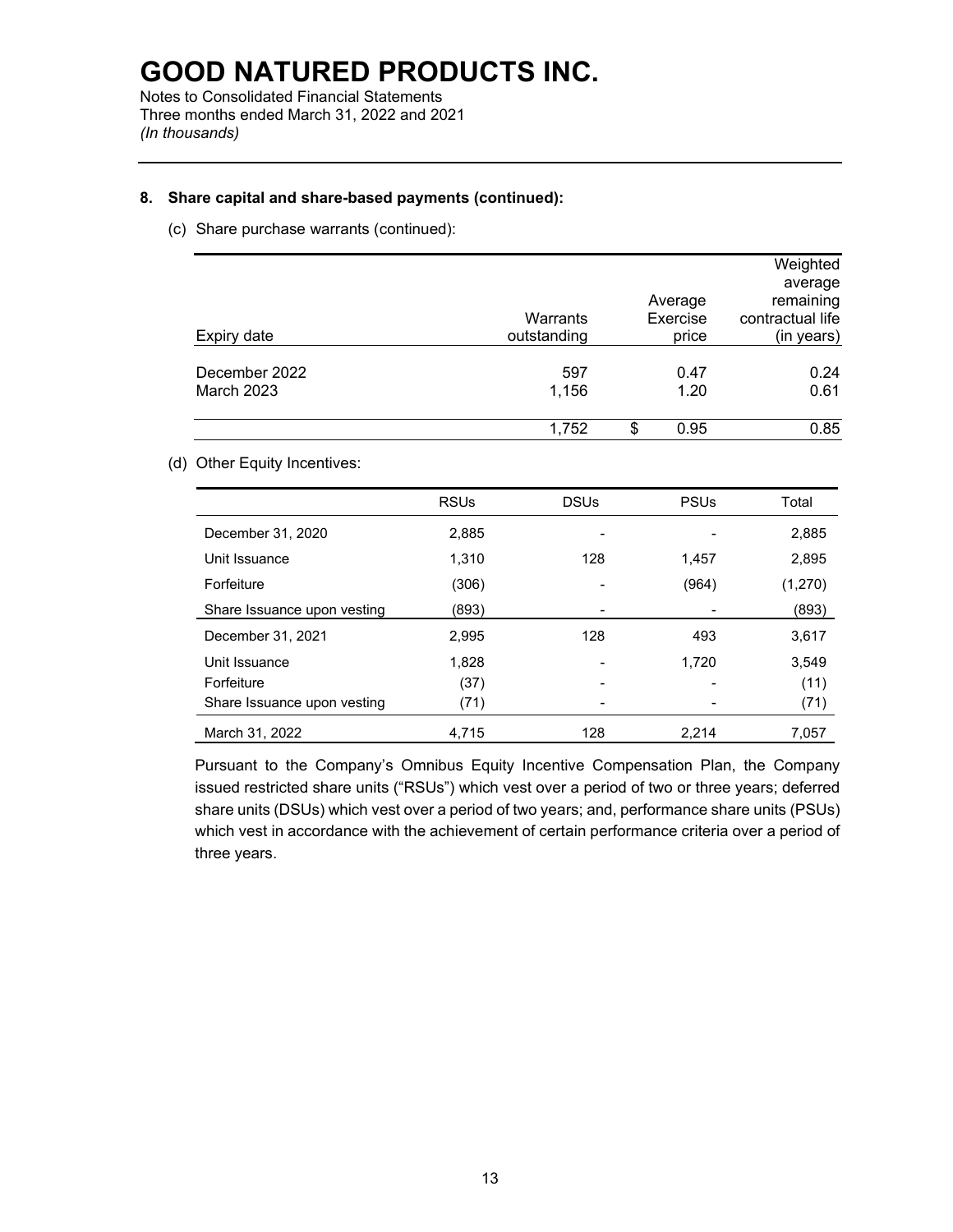# GOOD NATURED PRODUCTS INC.

Notes to Consolidated Financial Statements
Three months ended March 31, 2022 and 2021
*(In thousands)*

---

**8. Share capital and share-based payments (continued):**

(c) Share purchase warrants (continued):

| Expiry date | Warrants outstanding | Average Exercise price | Weighted average remaining contractual life (in years) |
|---|---|---|---|
| December 2022 | 597 | 0.47 | 0.24 |
| March 2023 | 1,156 | 1.20 | 0.61 |
| | 1,752 | $ 0.95 | 0.85 |

(d) Other Equity Incentives:

| | RSUs | DSUs | PSUs | Total |
|---|---|---|---|---|
| December 31, 2020 | 2,885 | - | - | 2,885 |
| Unit Issuance | 1,310 | 128 | 1,457 | 2,895 |
| Forfeiture | (306) | - | (964) | (1,270) |
| Share Issuance upon vesting | (893) | - | - | (893) |
| December 31, 2021 | 2,995 | 128 | 493 | 3,617 |
| Unit Issuance | 1,828 | - | 1,720 | 3,549 |
| Forfeiture | (37) | - | - | (11) |
| Share Issuance upon vesting | (71) | - | - | (71) |
| March 31, 2022 | 4,715 | 128 | 2,214 | 7,057 |

Pursuant to the Company's Omnibus Equity Incentive Compensation Plan, the Company issued restricted share units ("RSUs") which vest over a period of two or three years; deferred share units (DSUs) which vest over a period of two years; and, performance share units (PSUs) which vest in accordance with the achievement of certain performance criteria over a period of three years.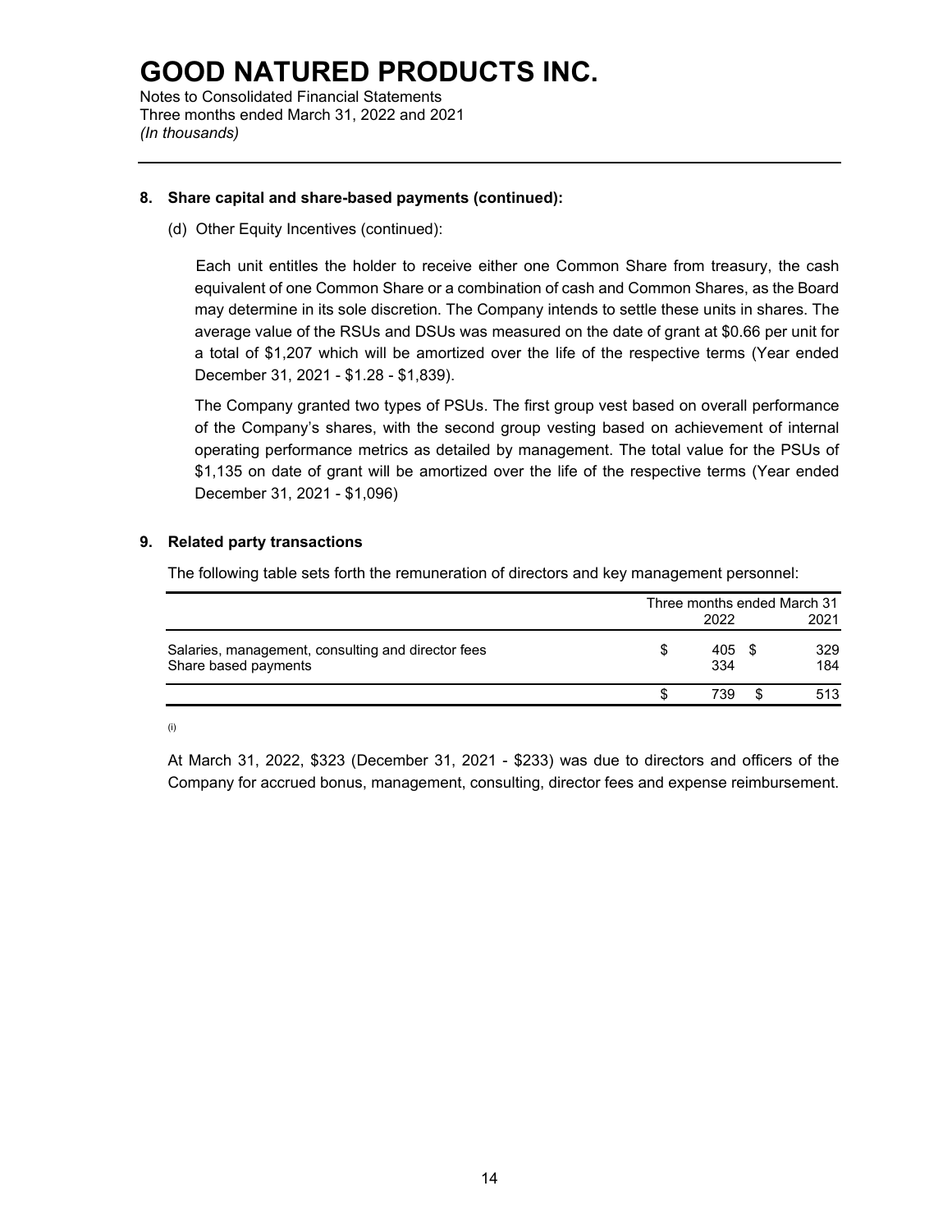# GOOD NATURED PRODUCTS INC.

Notes to Consolidated Financial Statements
Three months ended March 31, 2022 and 2021
*(In thousands)*

**8. Share capital and share-based payments (continued):**

(d) Other Equity Incentives (continued):

Each unit entitles the holder to receive either one Common Share from treasury, the cash equivalent of one Common Share or a combination of cash and Common Shares, as the Board may determine in its sole discretion. The Company intends to settle these units in shares. The average value of the RSUs and DSUs was measured on the date of grant at $0.66 per unit for a total of $1,207 which will be amortized over the life of the respective terms (Year ended December 31, 2021 - $1.28 - $1,839).

The Company granted two types of PSUs. The first group vest based on overall performance of the Company's shares, with the second group vesting based on achievement of internal operating performance metrics as detailed by management. The total value for the PSUs of $1,135 on date of grant will be amortized over the life of the respective terms (Year ended December 31, 2021 - $1,096)

**9. Related party transactions**

The following table sets forth the remuneration of directors and key management personnel:

| | Three months ended March 31 2022 | 2021 |
|---|---|---|
| Salaries, management, consulting and director fees | $ 405 | $ 329 |
| Share based payments | 334 | 184 |
| | $ 739 | $ 513 |

(i)

At March 31, 2022, $323 (December 31, 2021 - $233) was due to directors and officers of the Company for accrued bonus, management, consulting, director fees and expense reimbursement.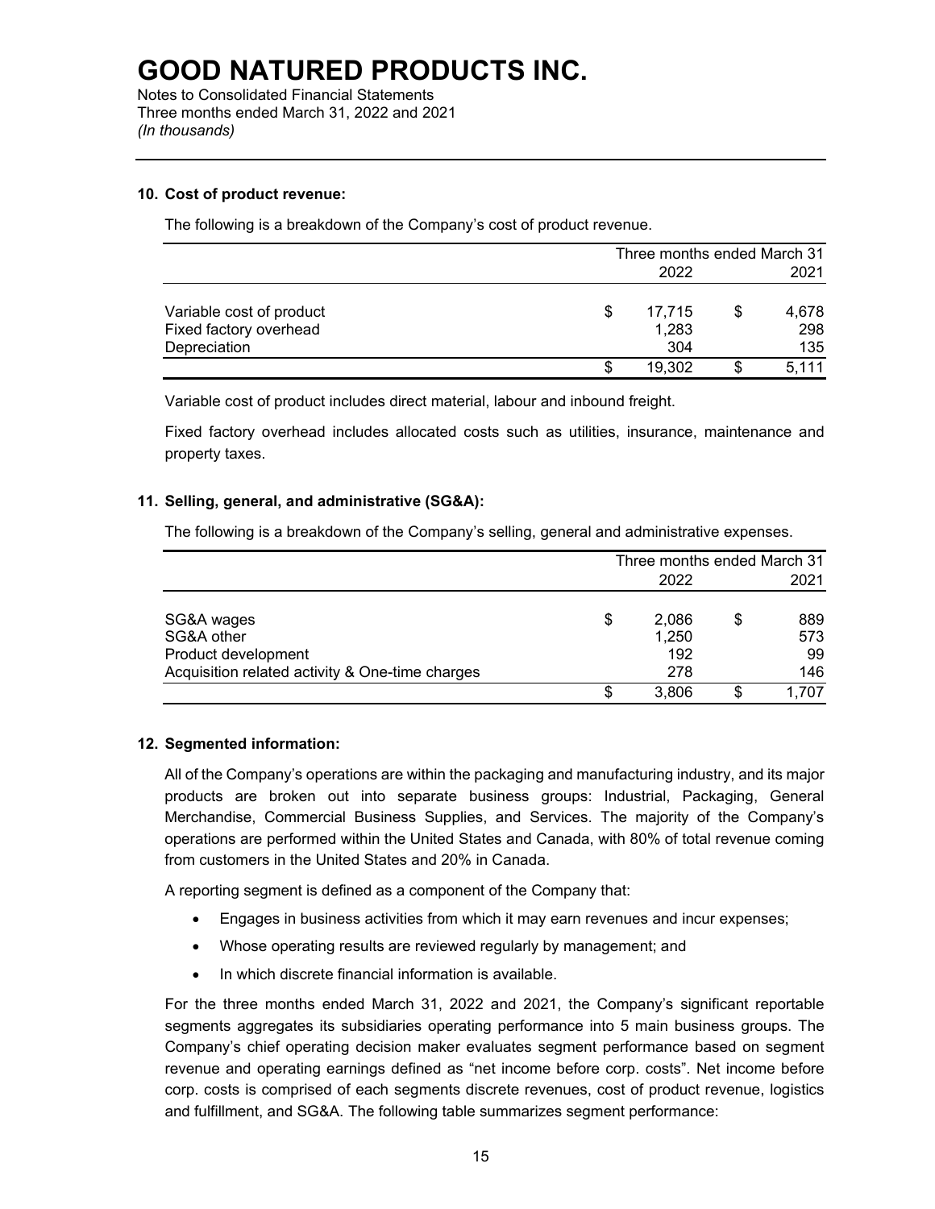# GOOD NATURED PRODUCTS INC.

Notes to Consolidated Financial Statements
Three months ended March 31, 2022 and 2021
*(In thousands)*

**10. Cost of product revenue:**

The following is a breakdown of the Company's cost of product revenue.

| | Three months ended March 31 2022 | 2021 |
|---|---|---|
| Variable cost of product | $ 17,715 | $ 4,678 |
| Fixed factory overhead | 1,283 | 298 |
| Depreciation | 304 | 135 |
| | $ 19,302 | $ 5,111 |

Variable cost of product includes direct material, labour and inbound freight.

Fixed factory overhead includes allocated costs such as utilities, insurance, maintenance and property taxes.

**11. Selling, general, and administrative (SG&A):**

The following is a breakdown of the Company's selling, general and administrative expenses.

| | Three months ended March 31 2022 | 2021 |
|---|---|---|
| SG&A wages | $ 2,086 | $ 889 |
| SG&A other | 1,250 | 573 |
| Product development | 192 | 99 |
| Acquisition related activity & One-time charges | 278 | 146 |
| | $ 3,806 | $ 1,707 |

**12. Segmented information:**

All of the Company's operations are within the packaging and manufacturing industry, and its major products are broken out into separate business groups: Industrial, Packaging, General Merchandise, Commercial Business Supplies, and Services. The majority of the Company's operations are performed within the United States and Canada, with 80% of total revenue coming from customers in the United States and 20% in Canada.

A reporting segment is defined as a component of the Company that:

- Engages in business activities from which it may earn revenues and incur expenses;
- Whose operating results are reviewed regularly by management; and
- In which discrete financial information is available.

For the three months ended March 31, 2022 and 2021, the Company's significant reportable segments aggregates its subsidiaries operating performance into 5 main business groups. The Company's chief operating decision maker evaluates segment performance based on segment revenue and operating earnings defined as "net income before corp. costs". Net income before corp. costs is comprised of each segments discrete revenues, cost of product revenue, logistics and fulfillment, and SG&A. The following table summarizes segment performance: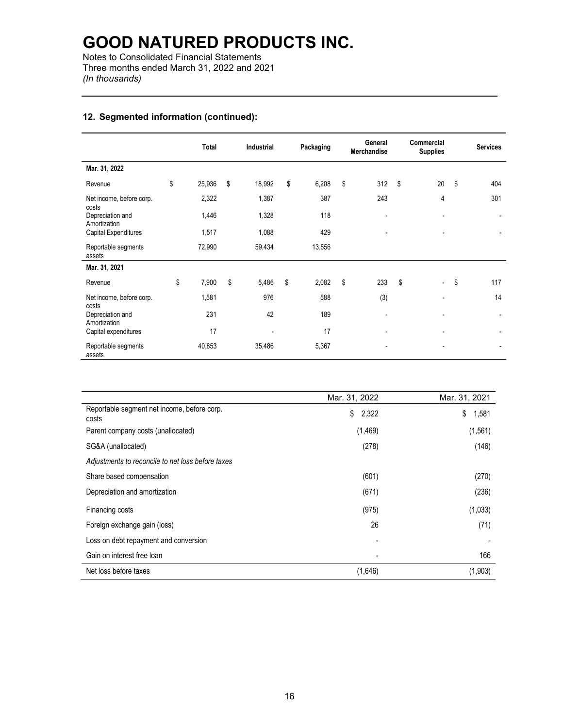# GOOD NATURED PRODUCTS INC.

Notes to Consolidated Financial Statements
Three months ended March 31, 2022 and 2021
*(In thousands)*

## 12. Segmented information (continued):

| | Total | Industrial | Packaging | General Merchandise | Commercial Supplies | Services |
|---|---|---|---|---|---|---|
| **Mar. 31, 2022** | | | | | | |
| Revenue | $ 25,936 | $ 18,992 | $ 6,208 | $ 312 | $ 20 | $ 404 |
| Net income, before corp. costs | 2,322 | 1,387 | 387 | 243 | 4 | 301 |
| Depreciation and Amortization | 1,446 | 1,328 | 118 | - | - | - |
| Capital Expenditures | 1,517 | 1,088 | 429 | - | - | - |
| Reportable segments assets | 72,990 | 59,434 | 13,556 | | | |
| **Mar. 31, 2021** | | | | | | |
| Revenue | $ 7,900 | $ 5,486 | $ 2,082 | $ 233 | $ - | $ 117 |
| Net income, before corp. costs | 1,581 | 976 | 588 | (3) | - | 14 |
| Depreciation and Amortization | 231 | 42 | 189 | - | - | - |
| Capital expenditures | 17 | - | 17 | - | - | - |
| Reportable segments assets | 40,853 | 35,486 | 5,367 | - | - | - |

| | Mar. 31, 2022 | Mar. 31, 2021 |
|---|---|---|
| Reportable segment net income, before corp. costs | $ 2,322 | $ 1,581 |
| Parent company costs (unallocated) | (1,469) | (1,561) |
| SG&A (unallocated) | (278) | (146) |
| *Adjustments to reconcile to net loss before taxes* | | |
| Share based compensation | (601) | (270) |
| Depreciation and amortization | (671) | (236) |
| Financing costs | (975) | (1,033) |
| Foreign exchange gain (loss) | 26 | (71) |
| Loss on debt repayment and conversion | - | - |
| Gain on interest free loan | - | 166 |
| Net loss before taxes | (1,646) | (1,903) |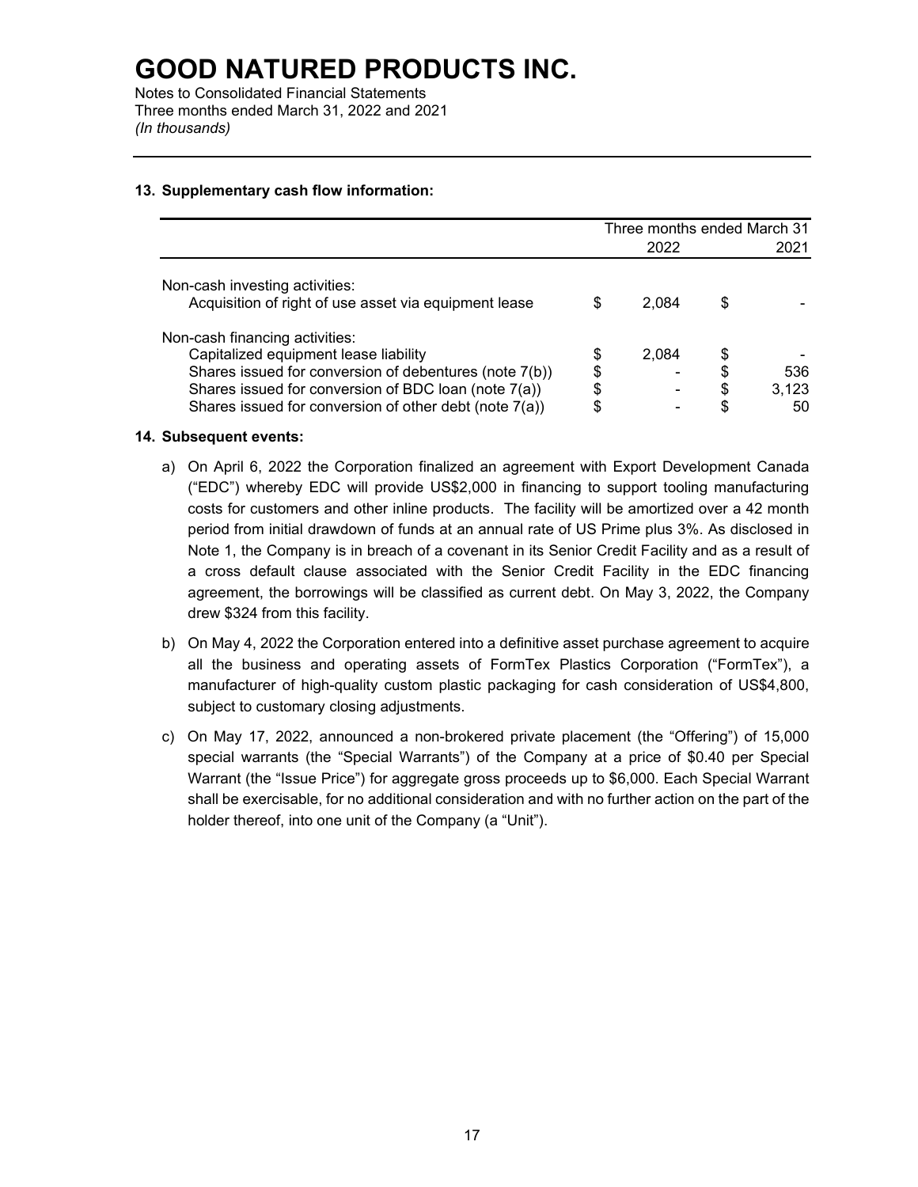# GOOD NATURED PRODUCTS INC.

Notes to Consolidated Financial Statements
Three months ended March 31, 2022 and 2021
*(In thousands)*

## 13. Supplementary cash flow information:

| | Three months ended March 31 | |
|---|---|---|
| | 2022 | 2021 |
| Non-cash investing activities: | | |
| Acquisition of right of use asset via equipment lease | $ 2,084 | $ - |
| Non-cash financing activities: | | |
| Capitalized equipment lease liability | $ 2,084 | $ - |
| Shares issued for conversion of debentures (note 7(b)) | $ - | $ 536 |
| Shares issued for conversion of BDC loan (note 7(a)) | $ - | $ 3,123 |
| Shares issued for conversion of other debt (note 7(a)) | $ - | $ 50 |

## 14. Subsequent events:

a) On April 6, 2022 the Corporation finalized an agreement with Export Development Canada ("EDC") whereby EDC will provide US$2,000 in financing to support tooling manufacturing costs for customers and other inline products. The facility will be amortized over a 42 month period from initial drawdown of funds at an annual rate of US Prime plus 3%. As disclosed in Note 1, the Company is in breach of a covenant in its Senior Credit Facility and as a result of a cross default clause associated with the Senior Credit Facility in the EDC financing agreement, the borrowings will be classified as current debt. On May 3, 2022, the Company drew $324 from this facility.

b) On May 4, 2022 the Corporation entered into a definitive asset purchase agreement to acquire all the business and operating assets of FormTex Plastics Corporation ("FormTex"), a manufacturer of high-quality custom plastic packaging for cash consideration of US$4,800, subject to customary closing adjustments.

c) On May 17, 2022, announced a non-brokered private placement (the "Offering") of 15,000 special warrants (the "Special Warrants") of the Company at a price of $0.40 per Special Warrant (the "Issue Price") for aggregate gross proceeds up to $6,000. Each Special Warrant shall be exercisable, for no additional consideration and with no further action on the part of the holder thereof, into one unit of the Company (a "Unit").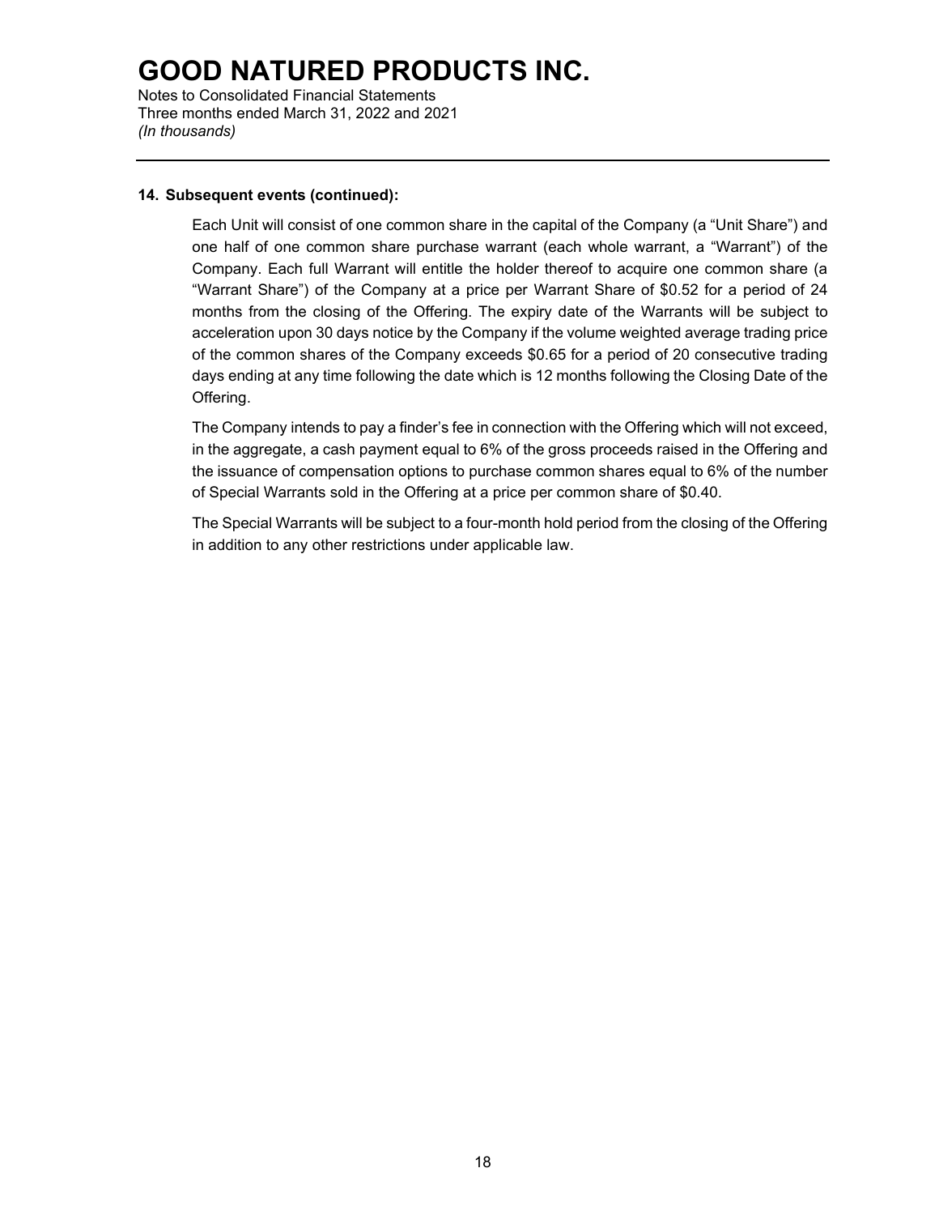# GOOD NATURED PRODUCTS INC.

Notes to Consolidated Financial Statements
Three months ended March 31, 2022 and 2021
*(In thousands)*

---

**14. Subsequent events (continued):**

Each Unit will consist of one common share in the capital of the Company (a "Unit Share") and one half of one common share purchase warrant (each whole warrant, a "Warrant") of the Company. Each full Warrant will entitle the holder thereof to acquire one common share (a "Warrant Share") of the Company at a price per Warrant Share of $0.52 for a period of 24 months from the closing of the Offering. The expiry date of the Warrants will be subject to acceleration upon 30 days notice by the Company if the volume weighted average trading price of the common shares of the Company exceeds $0.65 for a period of 20 consecutive trading days ending at any time following the date which is 12 months following the Closing Date of the Offering.

The Company intends to pay a finder's fee in connection with the Offering which will not exceed, in the aggregate, a cash payment equal to 6% of the gross proceeds raised in the Offering and the issuance of compensation options to purchase common shares equal to 6% of the number of Special Warrants sold in the Offering at a price per common share of $0.40.

The Special Warrants will be subject to a four-month hold period from the closing of the Offering in addition to any other restrictions under applicable law.